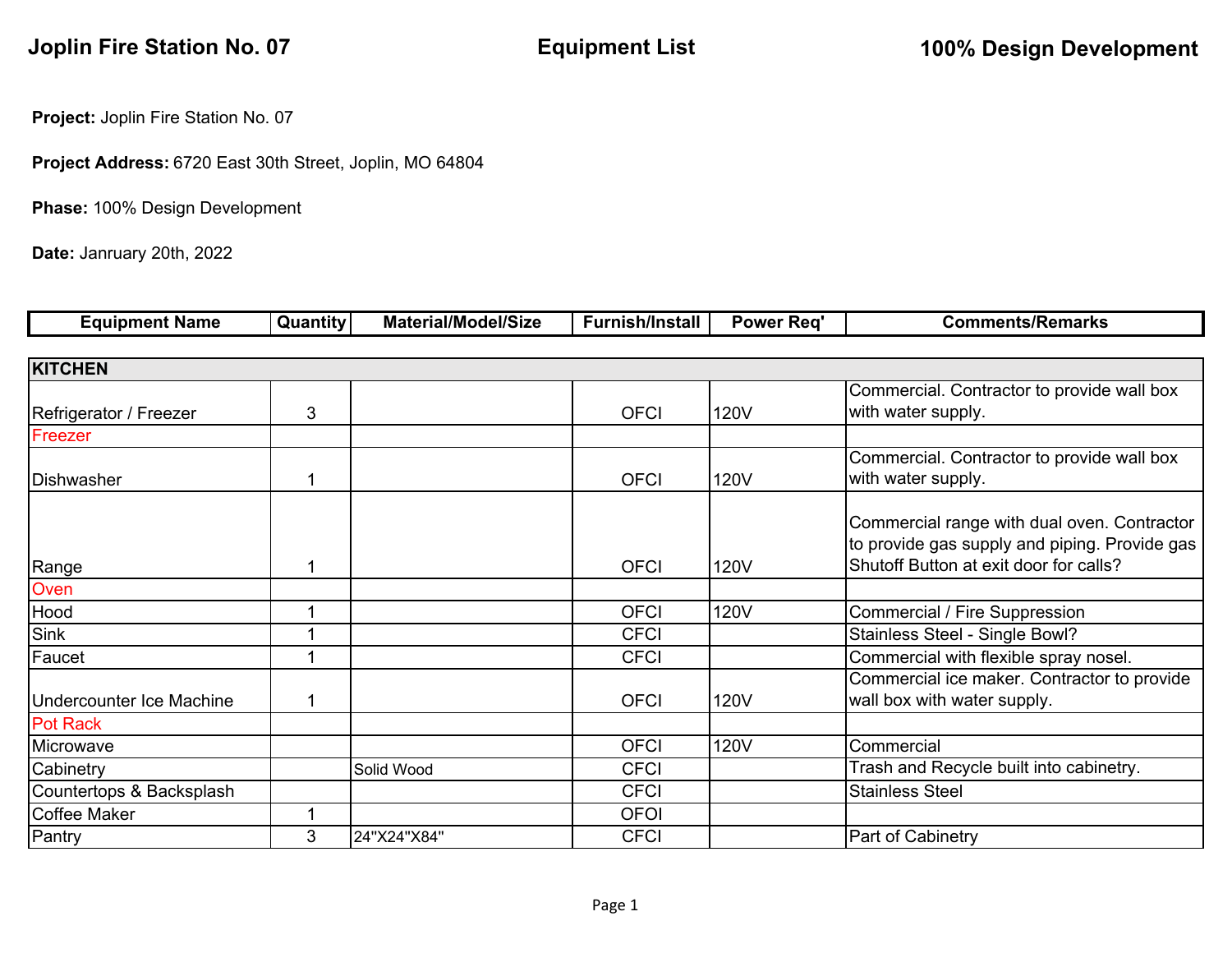**Joplin Fire Station No. 07** | **Equipment List** | **100% Design Development**

**Project:** Joplin Fire Station No. 07

**Project Address:** 6720 East 30th Street, Joplin, MO 64804

**Phase:** 100% Design Development

**Date:** Janruary 20th, 2022

| Equipment Name | Quantity | Material/Model/Size | Furnish/Install | Power Req' | Comments/Remarks |
|---|---|---|---|---|---|
| **KITCHEN** | | | | | |
| Refrigerator / Freezer | 3 | | OFCI | 120V | Commercial. Contractor to provide wall box with water supply. |
| Freezer | | | | | |
| Dishwasher | 1 | | OFCI | 120V | Commercial. Contractor to provide wall box with water supply. |
| Range | 1 | | OFCI | 120V | Commercial range with dual oven. Contractor to provide gas supply and piping. Provide gas Shutoff Button at exit door for calls? |
| Oven | | | | | |
| Hood | 1 | | OFCI | 120V | Commercial / Fire Suppression |
| Sink | 1 | | CFCI | | Stainless Steel - Single Bowl? |
| Faucet | 1 | | CFCI | | Commercial with flexible spray nosel. |
| Undercounter Ice Machine | 1 | | OFCI | 120V | Commercial ice maker. Contractor to provide wall box with water supply. |
| Pot Rack | | | | | |
| Microwave | | | OFCI | 120V | Commercial |
| Cabinetry | | Solid Wood | CFCI | | Trash and Recycle built into cabinetry. |
| Countertops & Backsplash | | | CFCI | | Stainless Steel |
| Coffee Maker | 1 | | OFOI | | |
| Pantry | 3 | 24"X24"X84" | CFCI | | Part of Cabinetry |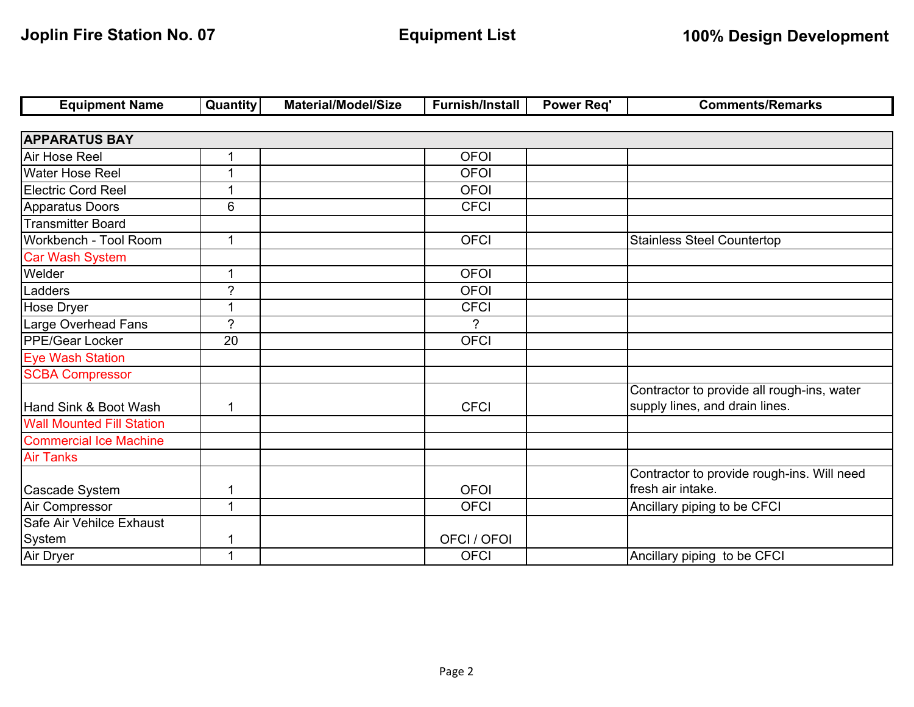**Joplin Fire Station No. 07** | **Equipment List** | **100% Design Development**

| Equipment Name | Quantity | Material/Model/Size | Furnish/Install | Power Req' | Comments/Remarks |
|---|---|---|---|---|---|
| **APPARATUS BAY** | | | | | |
| Air Hose Reel | 1 | | OFOI | | |
| Water Hose Reel | 1 | | OFOI | | |
| Electric Cord Reel | 1 | | OFOI | | |
| Apparatus Doors | 6 | | CFCI | | |
| Transmitter Board | | | | | |
| Workbench - Tool Room | 1 | | OFCI | | Stainless Steel Countertop |
| Car Wash System | | | | | |
| Welder | 1 | | OFOI | | |
| Ladders | ? | | OFOI | | |
| Hose Dryer | 1 | | CFCI | | |
| Large Overhead Fans | ? | | ? | | |
| PPE/Gear Locker | 20 | | OFCI | | |
| Eye Wash Station | | | | | |
| SCBA Compressor | | | | | |
| Hand Sink & Boot Wash | 1 | | CFCI | | Contractor to provide all rough-ins, water supply lines, and drain lines. |
| Wall Mounted Fill Station | | | | | |
| Commercial Ice Machine | | | | | |
| Air Tanks | | | | | |
| Cascade System | 1 | | OFOI | | Contractor to provide rough-ins. Will need fresh air intake. |
| Air Compressor | 1 | | OFCI | | Ancillary piping to be CFCI |
| Safe Air Vehilce Exhaust System | 1 | | OFCI / OFOI | | |
| Air Dryer | 1 | | OFCI | | Ancillary piping to be CFCI |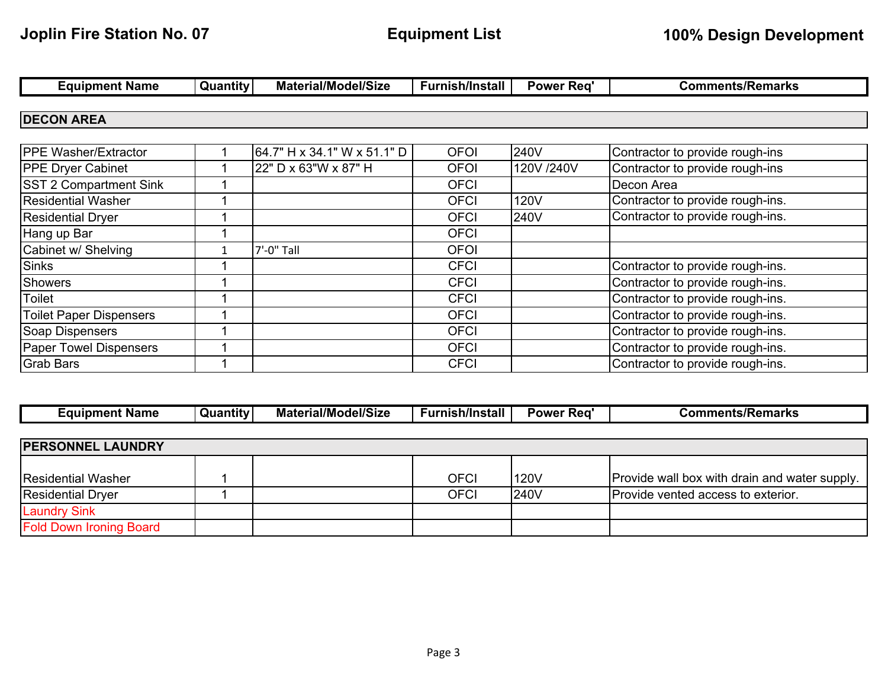Joplin Fire Station No. 07 | Equipment List | 100% Design Development

| Equipment Name | Quantity | Material/Model/Size | Furnish/Install | Power Req' | Comments/Remarks |
|---|---|---|---|---|---|
| **DECON AREA** | | | | | |
| PPE Washer/Extractor | 1 | 64.7" H x 34.1" W x 51.1" D | OFOI | 240V | Contractor to provide rough-ins |
| PPE Dryer Cabinet | 1 | 22" D x 63"W x 87" H | OFOI | 120V /240V | Contractor to provide rough-ins |
| SST 2 Compartment Sink | 1 | | OFCI | | Decon Area |
| Residential Washer | 1 | | OFCI | 120V | Contractor to provide rough-ins. |
| Residential Dryer | 1 | | OFCI | 240V | Contractor to provide rough-ins. |
| Hang up Bar | 1 | | OFCI | | |
| Cabinet w/ Shelving | 1 | 7'-0" Tall | OFOI | | |
| Sinks | 1 | | CFCI | | Contractor to provide rough-ins. |
| Showers | 1 | | CFCI | | Contractor to provide rough-ins. |
| Toilet | 1 | | CFCI | | Contractor to provide rough-ins. |
| Toilet Paper Dispensers | 1 | | OFCI | | Contractor to provide rough-ins. |
| Soap Dispensers | 1 | | OFCI | | Contractor to provide rough-ins. |
| Paper Towel Dispensers | 1 | | OFCI | | Contractor to provide rough-ins. |
| Grab Bars | 1 | | CFCI | | Contractor to provide rough-ins. |

| Equipment Name | Quantity | Material/Model/Size | Furnish/Install | Power Req' | Comments/Remarks |
|---|---|---|---|---|---|
| **PERSONNEL LAUNDRY** | | | | | |
| Residential Washer | 1 | | OFCI | 120V | Provide wall box with drain and water supply. |
| Residential Dryer | 1 | | OFCI | 240V | Provide vented access to exterior. |
| Laundry Sink | | | | | |
| Fold Down Ironing Board | | | | | |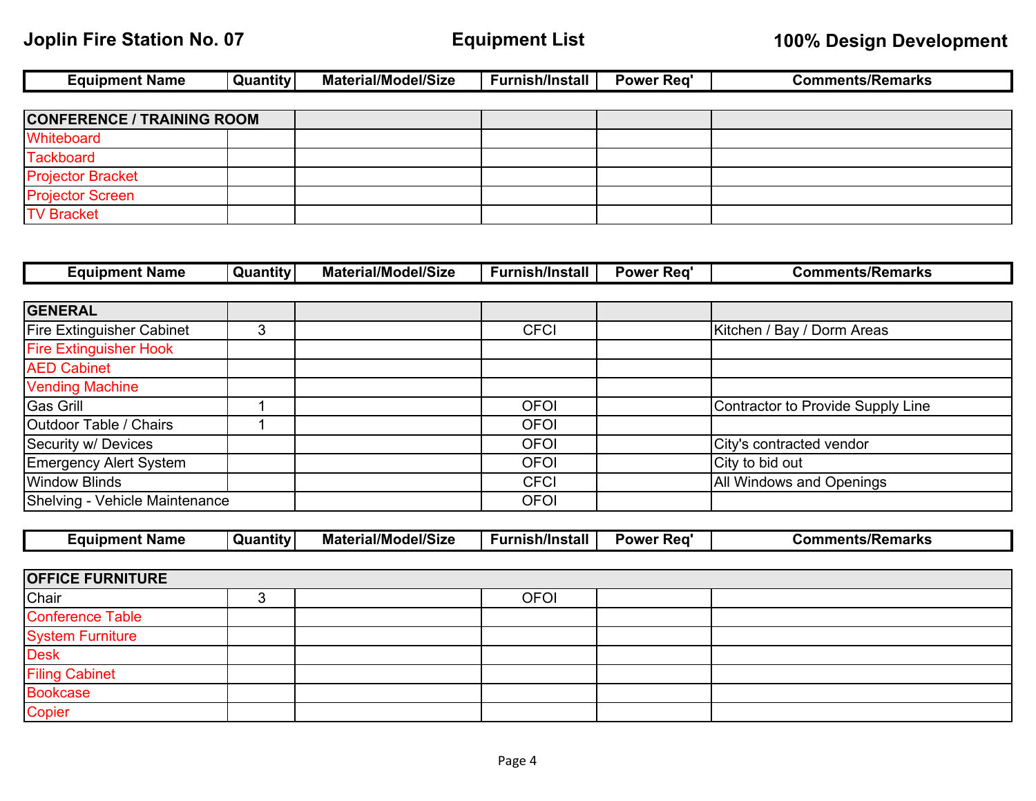**Joplin Fire Station No. 07** | **Equipment List** | **100% Design Development**

| Equipment Name | Quantity | Material/Model/Size | Furnish/Install | Power Req' | Comments/Remarks |
|---|---|---|---|---|---|
| **CONFERENCE / TRAINING ROOM** | | | | | |
| Whiteboard | | | | | |
| Tackboard | | | | | |
| Projector Bracket | | | | | |
| Projector Screen | | | | | |
| TV Bracket | | | | | |

| Equipment Name | Quantity | Material/Model/Size | Furnish/Install | Power Req' | Comments/Remarks |
|---|---|---|---|---|---|
| **GENERAL** | | | | | |
| Fire Extinguisher Cabinet | 3 | | CFCI | | Kitchen / Bay / Dorm Areas |
| Fire Extinguisher Hook | | | | | |
| AED Cabinet | | | | | |
| Vending Machine | | | | | |
| Gas Grill | 1 | | OFOI | | Contractor to Provide Supply Line |
| Outdoor Table / Chairs | 1 | | OFOI | | |
| Security w/ Devices | | | OFOI | | City's contracted vendor |
| Emergency Alert System | | | OFOI | | City to bid out |
| Window Blinds | | | CFCI | | All Windows and Openings |
| Shelving - Vehicle Maintenance | | | OFOI | | |

| Equipment Name | Quantity | Material/Model/Size | Furnish/Install | Power Req' | Comments/Remarks |
|---|---|---|---|---|---|
| **OFFICE FURNITURE** | | | | | |
| Chair | 3 | | OFOI | | |
| Conference Table | | | | | |
| System Furniture | | | | | |
| Desk | | | | | |
| Filing Cabinet | | | | | |
| Bookcase | | | | | |
| Copier | | | | | |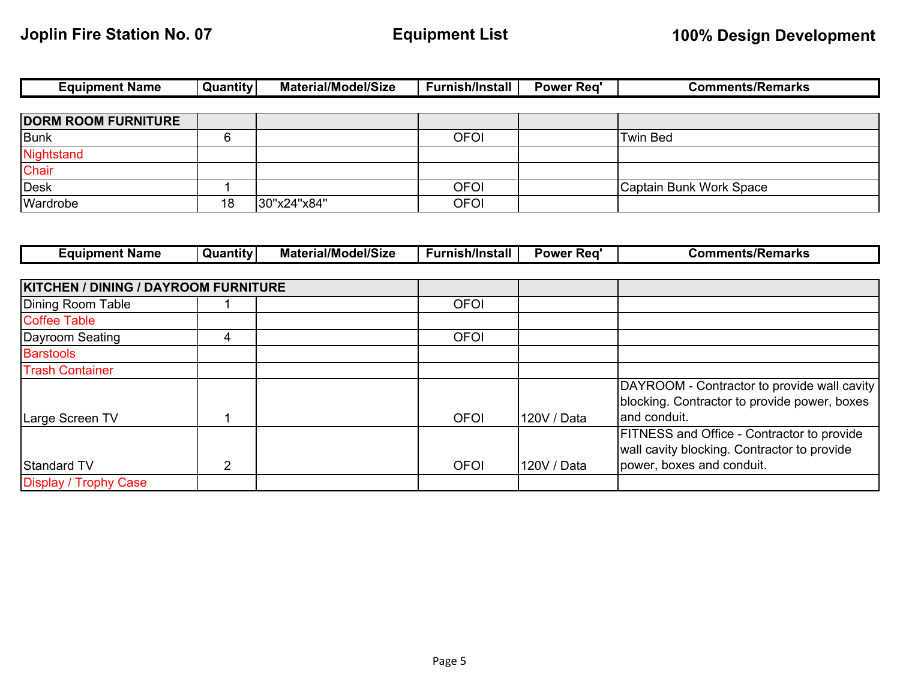Joplin Fire Station No. 07 — Equipment List — 100% Design Development

| Equipment Name | Quantity | Material/Model/Size | Furnish/Install | Power Req' | Comments/Remarks |
|---|---|---|---|---|---|
| **DORM ROOM FURNITURE** | | | | | |
| Bunk | 6 | | OFOI | | Twin Bed |
| Nightstand | | | | | |
| Chair | | | | | |
| Desk | 1 | | OFOI | | Captain Bunk Work Space |
| Wardrobe | 18 | 30"x24"x84" | OFOI | | |

| Equipment Name | Quantity | Material/Model/Size | Furnish/Install | Power Req' | Comments/Remarks |
|---|---|---|---|---|---|
| **KITCHEN / DINING / DAYROOM FURNITURE** | | | | | |
| Dining Room Table | 1 | | OFOI | | |
| Coffee Table | | | | | |
| Dayroom Seating | 4 | | OFOI | | |
| Barstools | | | | | |
| Trash Container | | | | | |
| Large Screen TV | 1 | | OFOI | 120V / Data | DAYROOM - Contractor to provide wall cavity blocking. Contractor to provide power, boxes and conduit. |
| Standard TV | 2 | | OFOI | 120V / Data | FITNESS and Office - Contractor to provide wall cavity blocking. Contractor to provide power, boxes and conduit. |
| Display / Trophy Case | | | | | |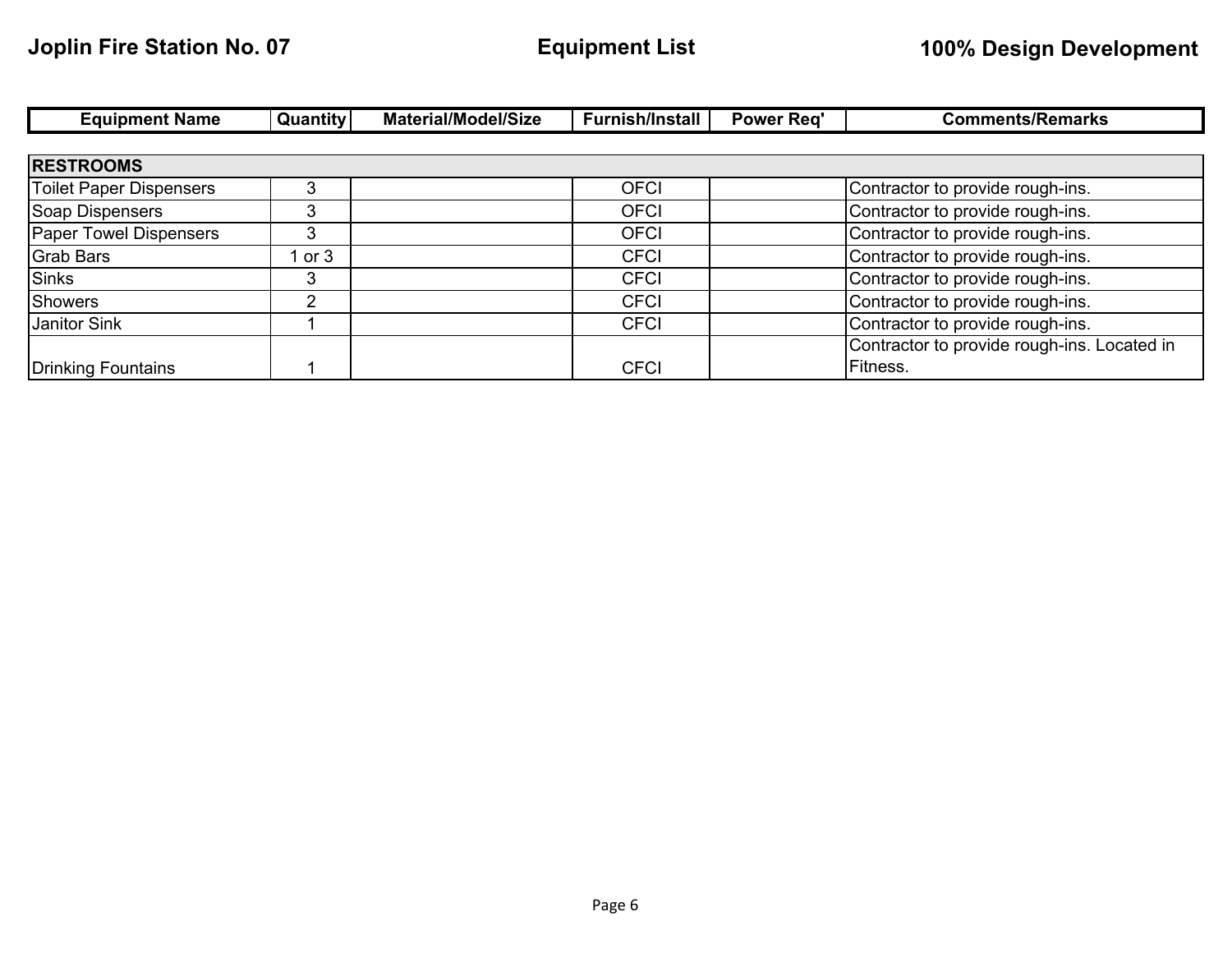| Equipment Name | Quantity | Material/Model/Size | Furnish/Install | Power Req' | Comments/Remarks |
|---|---|---|---|---|---|
| **RESTROOMS** | | | | | |
| Toilet Paper Dispensers | 3 | | OFCI | | Contractor to provide rough-ins. |
| Soap Dispensers | 3 | | OFCI | | Contractor to provide rough-ins. |
| Paper Towel Dispensers | 3 | | OFCI | | Contractor to provide rough-ins. |
| Grab Bars | 1 or 3 | | CFCI | | Contractor to provide rough-ins. |
| Sinks | 3 | | CFCI | | Contractor to provide rough-ins. |
| Showers | 2 | | CFCI | | Contractor to provide rough-ins. |
| Janitor Sink | 1 | | CFCI | | Contractor to provide rough-ins. |
| Drinking Fountains | 1 | | CFCI | | Contractor to provide rough-ins. Located in Fitness. |